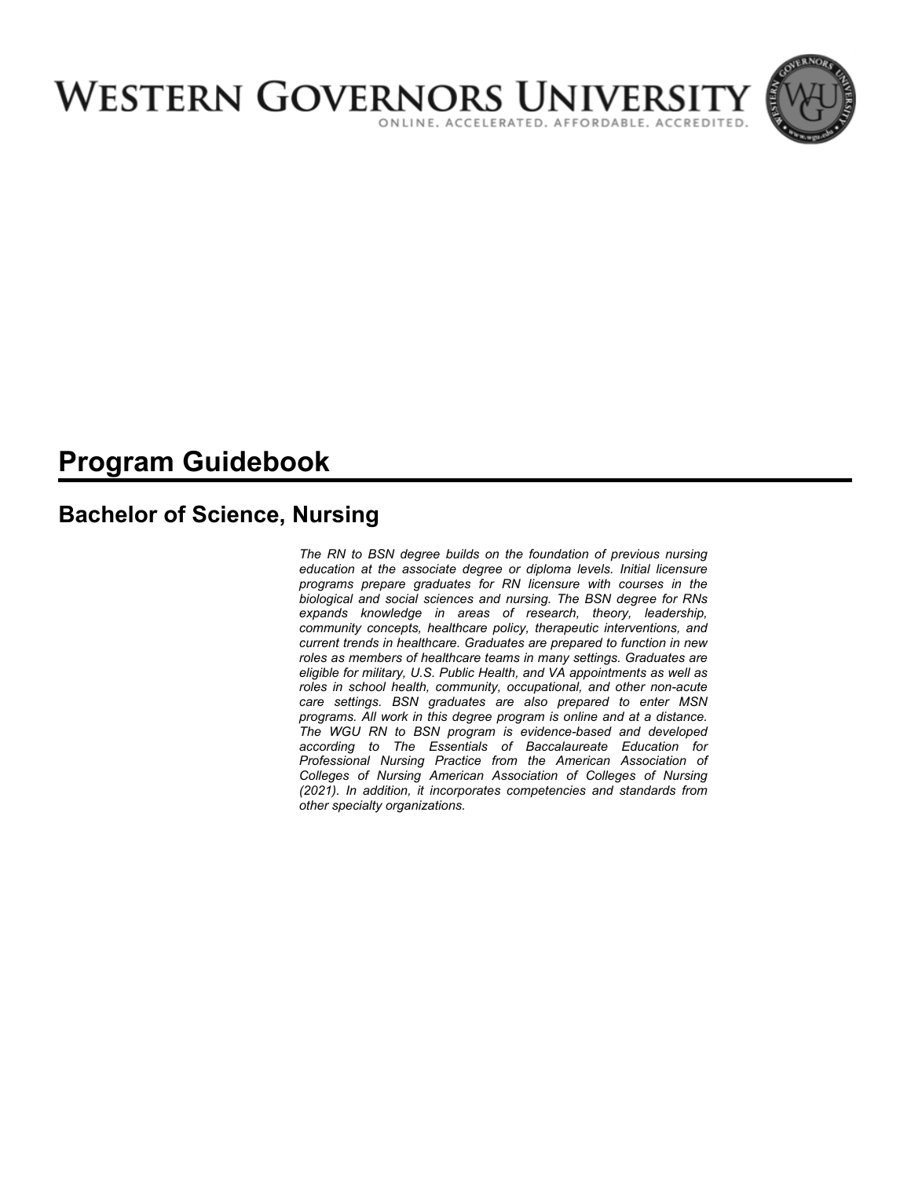# WESTERN GOVERNORS UNIVERSITY

ONLINE. ACCELERATED. AFFORDABLE. ACCREDITED.

# Program Guidebook

## Bachelor of Science, Nursing

*The RN to BSN degree builds on the foundation of previous nursing education at the associate degree or diploma levels. Initial licensure programs prepare graduates for RN licensure with courses in the biological and social sciences and nursing. The BSN degree for RNs expands knowledge in areas of research, theory, leadership, community concepts, healthcare policy, therapeutic interventions, and current trends in healthcare. Graduates are prepared to function in new roles as members of healthcare teams in many settings. Graduates are eligible for military, U.S. Public Health, and VA appointments as well as roles in school health, community, occupational, and other non-acute care settings. BSN graduates are also prepared to enter MSN programs. All work in this degree program is online and at a distance. The WGU RN to BSN program is evidence-based and developed according to The Essentials of Baccalaureate Education for Professional Nursing Practice from the American Association of Colleges of Nursing American Association of Colleges of Nursing (2021). In addition, it incorporates competencies and standards from other specialty organizations.*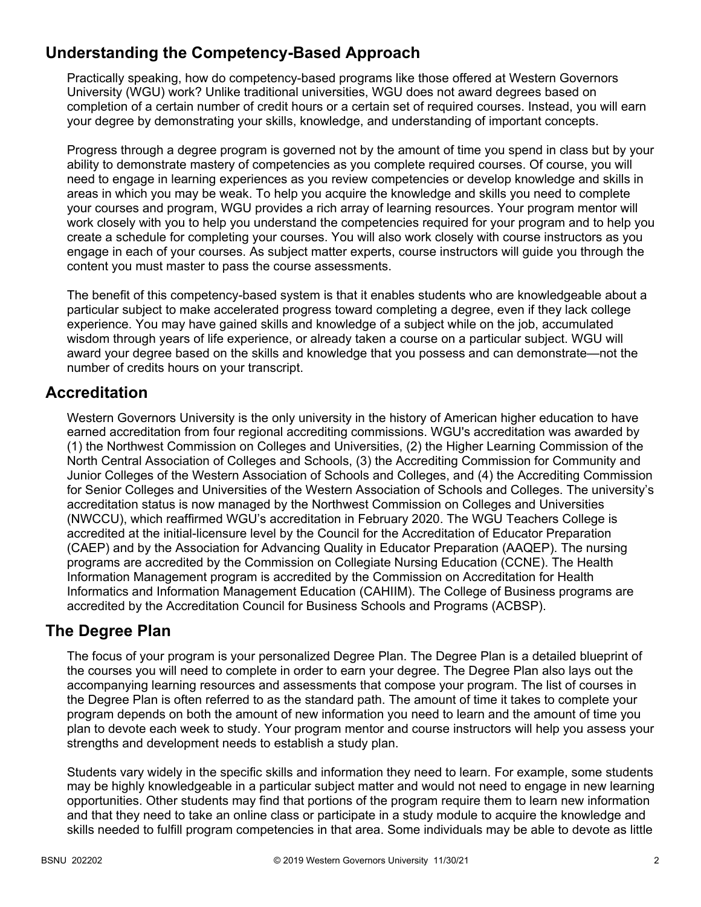## Understanding the Competency-Based Approach

Practically speaking, how do competency-based programs like those offered at Western Governors University (WGU) work? Unlike traditional universities, WGU does not award degrees based on completion of a certain number of credit hours or a certain set of required courses. Instead, you will earn your degree by demonstrating your skills, knowledge, and understanding of important concepts.

Progress through a degree program is governed not by the amount of time you spend in class but by your ability to demonstrate mastery of competencies as you complete required courses. Of course, you will need to engage in learning experiences as you review competencies or develop knowledge and skills in areas in which you may be weak. To help you acquire the knowledge and skills you need to complete your courses and program, WGU provides a rich array of learning resources. Your program mentor will work closely with you to help you understand the competencies required for your program and to help you create a schedule for completing your courses. You will also work closely with course instructors as you engage in each of your courses. As subject matter experts, course instructors will guide you through the content you must master to pass the course assessments.

The benefit of this competency-based system is that it enables students who are knowledgeable about a particular subject to make accelerated progress toward completing a degree, even if they lack college experience. You may have gained skills and knowledge of a subject while on the job, accumulated wisdom through years of life experience, or already taken a course on a particular subject. WGU will award your degree based on the skills and knowledge that you possess and can demonstrate—not the number of credits hours on your transcript.

## Accreditation

Western Governors University is the only university in the history of American higher education to have earned accreditation from four regional accrediting commissions. WGU's accreditation was awarded by (1) the Northwest Commission on Colleges and Universities, (2) the Higher Learning Commission of the North Central Association of Colleges and Schools, (3) the Accrediting Commission for Community and Junior Colleges of the Western Association of Schools and Colleges, and (4) the Accrediting Commission for Senior Colleges and Universities of the Western Association of Schools and Colleges. The university's accreditation status is now managed by the Northwest Commission on Colleges and Universities (NWCCU), which reaffirmed WGU's accreditation in February 2020. The WGU Teachers College is accredited at the initial-licensure level by the Council for the Accreditation of Educator Preparation (CAEP) and by the Association for Advancing Quality in Educator Preparation (AAQEP). The nursing programs are accredited by the Commission on Collegiate Nursing Education (CCNE). The Health Information Management program is accredited by the Commission on Accreditation for Health Informatics and Information Management Education (CAHIIM). The College of Business programs are accredited by the Accreditation Council for Business Schools and Programs (ACBSP).

## The Degree Plan

The focus of your program is your personalized Degree Plan. The Degree Plan is a detailed blueprint of the courses you will need to complete in order to earn your degree. The Degree Plan also lays out the accompanying learning resources and assessments that compose your program. The list of courses in the Degree Plan is often referred to as the standard path. The amount of time it takes to complete your program depends on both the amount of new information you need to learn and the amount of time you plan to devote each week to study. Your program mentor and course instructors will help you assess your strengths and development needs to establish a study plan.

Students vary widely in the specific skills and information they need to learn. For example, some students may be highly knowledgeable in a particular subject matter and would not need to engage in new learning opportunities. Other students may find that portions of the program require them to learn new information and that they need to take an online class or participate in a study module to acquire the knowledge and skills needed to fulfill program competencies in that area. Some individuals may be able to devote as little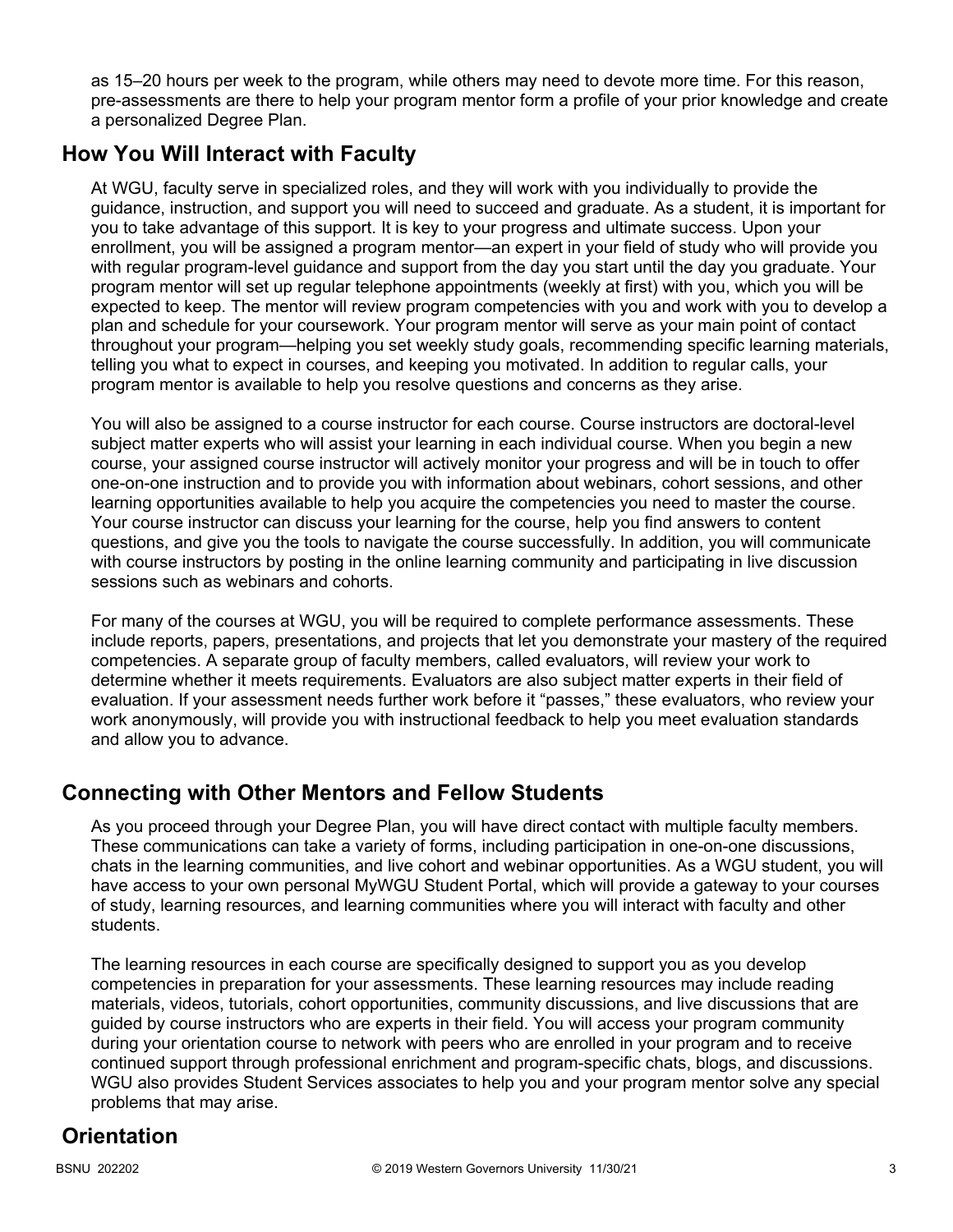as 15–20 hours per week to the program, while others may need to devote more time. For this reason, pre-assessments are there to help your program mentor form a profile of your prior knowledge and create a personalized Degree Plan.

## How You Will Interact with Faculty

At WGU, faculty serve in specialized roles, and they will work with you individually to provide the guidance, instruction, and support you will need to succeed and graduate. As a student, it is important for you to take advantage of this support. It is key to your progress and ultimate success. Upon your enrollment, you will be assigned a program mentor—an expert in your field of study who will provide you with regular program-level guidance and support from the day you start until the day you graduate. Your program mentor will set up regular telephone appointments (weekly at first) with you, which you will be expected to keep. The mentor will review program competencies with you and work with you to develop a plan and schedule for your coursework. Your program mentor will serve as your main point of contact throughout your program—helping you set weekly study goals, recommending specific learning materials, telling you what to expect in courses, and keeping you motivated. In addition to regular calls, your program mentor is available to help you resolve questions and concerns as they arise.

You will also be assigned to a course instructor for each course. Course instructors are doctoral-level subject matter experts who will assist your learning in each individual course. When you begin a new course, your assigned course instructor will actively monitor your progress and will be in touch to offer one-on-one instruction and to provide you with information about webinars, cohort sessions, and other learning opportunities available to help you acquire the competencies you need to master the course. Your course instructor can discuss your learning for the course, help you find answers to content questions, and give you the tools to navigate the course successfully. In addition, you will communicate with course instructors by posting in the online learning community and participating in live discussion sessions such as webinars and cohorts.

For many of the courses at WGU, you will be required to complete performance assessments. These include reports, papers, presentations, and projects that let you demonstrate your mastery of the required competencies. A separate group of faculty members, called evaluators, will review your work to determine whether it meets requirements. Evaluators are also subject matter experts in their field of evaluation. If your assessment needs further work before it "passes," these evaluators, who review your work anonymously, will provide you with instructional feedback to help you meet evaluation standards and allow you to advance.

## Connecting with Other Mentors and Fellow Students

As you proceed through your Degree Plan, you will have direct contact with multiple faculty members. These communications can take a variety of forms, including participation in one-on-one discussions, chats in the learning communities, and live cohort and webinar opportunities. As a WGU student, you will have access to your own personal MyWGU Student Portal, which will provide a gateway to your courses of study, learning resources, and learning communities where you will interact with faculty and other students.

The learning resources in each course are specifically designed to support you as you develop competencies in preparation for your assessments. These learning resources may include reading materials, videos, tutorials, cohort opportunities, community discussions, and live discussions that are guided by course instructors who are experts in their field. You will access your program community during your orientation course to network with peers who are enrolled in your program and to receive continued support through professional enrichment and program-specific chats, blogs, and discussions. WGU also provides Student Services associates to help you and your program mentor solve any special problems that may arise.

## Orientation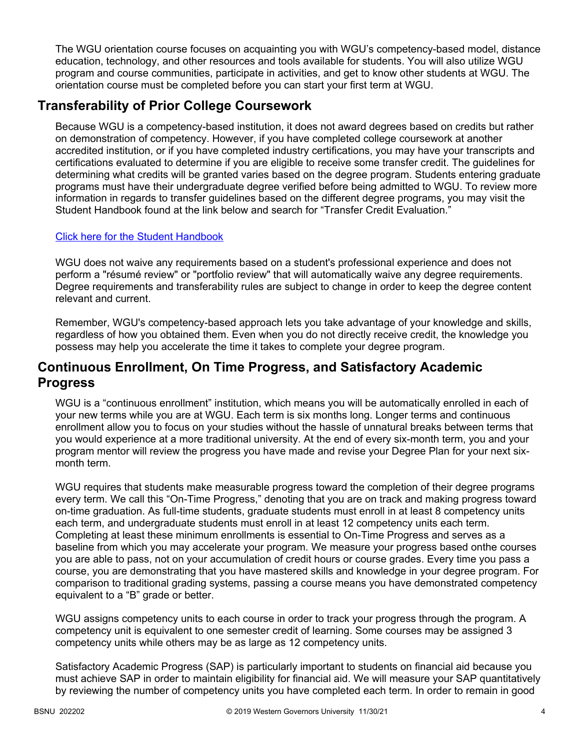The WGU orientation course focuses on acquainting you with WGU's competency-based model, distance education, technology, and other resources and tools available for students. You will also utilize WGU program and course communities, participate in activities, and get to know other students at WGU. The orientation course must be completed before you can start your first term at WGU.

## Transferability of Prior College Coursework

Because WGU is a competency-based institution, it does not award degrees based on credits but rather on demonstration of competency. However, if you have completed college coursework at another accredited institution, or if you have completed industry certifications, you may have your transcripts and certifications evaluated to determine if you are eligible to receive some transfer credit. The guidelines for determining what credits will be granted varies based on the degree program. Students entering graduate programs must have their undergraduate degree verified before being admitted to WGU. To review more information in regards to transfer guidelines based on the different degree programs, you may visit the Student Handbook found at the link below and search for "Transfer Credit Evaluation."

Click here for the Student Handbook

WGU does not waive any requirements based on a student's professional experience and does not perform a "résumé review" or "portfolio review" that will automatically waive any degree requirements. Degree requirements and transferability rules are subject to change in order to keep the degree content relevant and current.

Remember, WGU's competency-based approach lets you take advantage of your knowledge and skills, regardless of how you obtained them. Even when you do not directly receive credit, the knowledge you possess may help you accelerate the time it takes to complete your degree program.

## Continuous Enrollment, On Time Progress, and Satisfactory Academic Progress

WGU is a "continuous enrollment" institution, which means you will be automatically enrolled in each of your new terms while you are at WGU. Each term is six months long. Longer terms and continuous enrollment allow you to focus on your studies without the hassle of unnatural breaks between terms that you would experience at a more traditional university. At the end of every six-month term, you and your program mentor will review the progress you have made and revise your Degree Plan for your next six-month term.

WGU requires that students make measurable progress toward the completion of their degree programs every term. We call this "On-Time Progress," denoting that you are on track and making progress toward on-time graduation. As full-time students, graduate students must enroll in at least 8 competency units each term, and undergraduate students must enroll in at least 12 competency units each term. Completing at least these minimum enrollments is essential to On-Time Progress and serves as a baseline from which you may accelerate your program. We measure your progress based onthe courses you are able to pass, not on your accumulation of credit hours or course grades. Every time you pass a course, you are demonstrating that you have mastered skills and knowledge in your degree program. For comparison to traditional grading systems, passing a course means you have demonstrated competency equivalent to a "B" grade or better.

WGU assigns competency units to each course in order to track your progress through the program. A competency unit is equivalent to one semester credit of learning. Some courses may be assigned 3 competency units while others may be as large as 12 competency units.

Satisfactory Academic Progress (SAP) is particularly important to students on financial aid because you must achieve SAP in order to maintain eligibility for financial aid. We will measure your SAP quantitatively by reviewing the number of competency units you have completed each term. In order to remain in good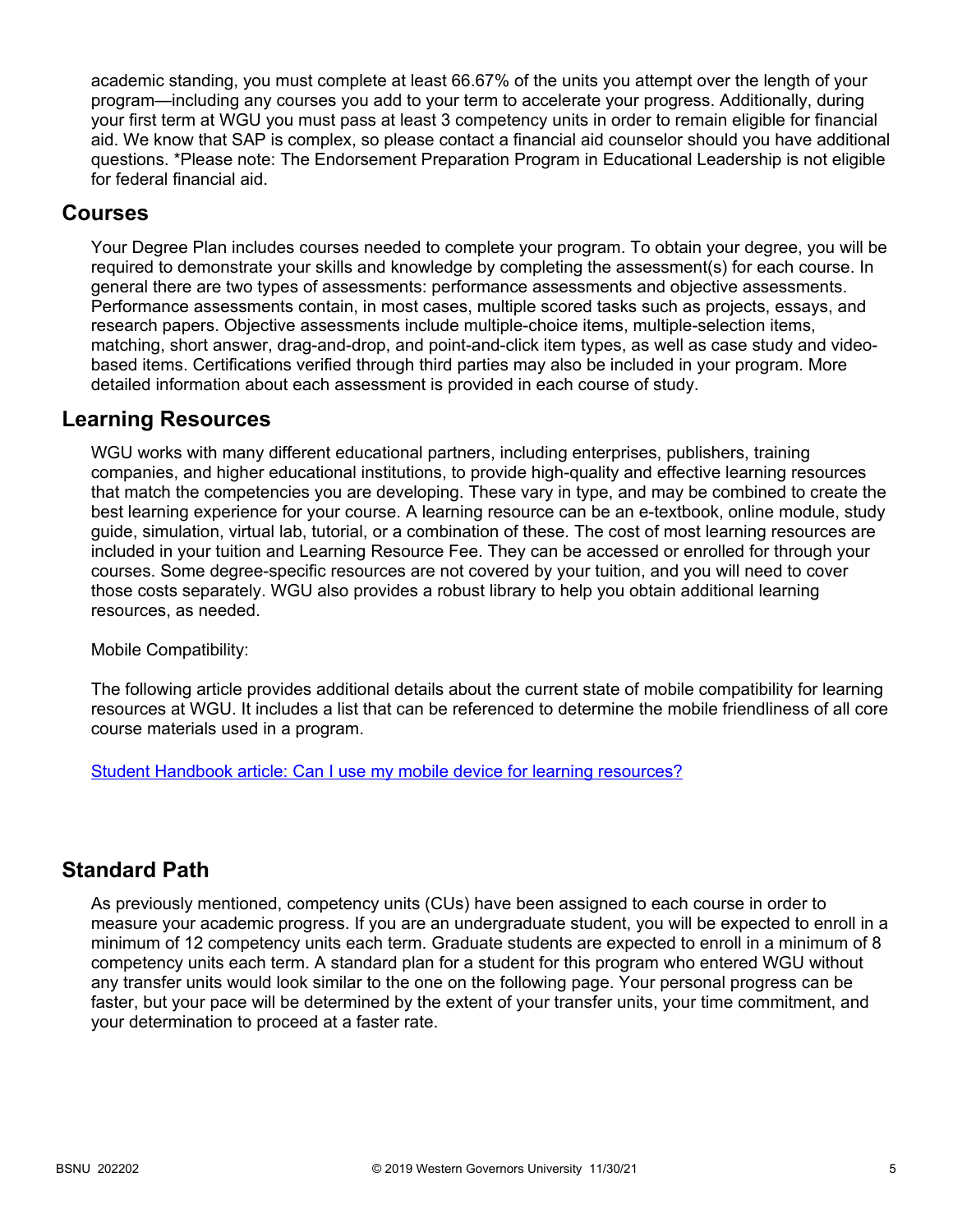academic standing, you must complete at least 66.67% of the units you attempt over the length of your program—including any courses you add to your term to accelerate your progress. Additionally, during your first term at WGU you must pass at least 3 competency units in order to remain eligible for financial aid. We know that SAP is complex, so please contact a financial aid counselor should you have additional questions. *Please note: The Endorsement Preparation Program in Educational Leadership is not eligible for federal financial aid.

## Courses

Your Degree Plan includes courses needed to complete your program. To obtain your degree, you will be required to demonstrate your skills and knowledge by completing the assessment(s) for each course. In general there are two types of assessments: performance assessments and objective assessments. Performance assessments contain, in most cases, multiple scored tasks such as projects, essays, and research papers. Objective assessments include multiple-choice items, multiple-selection items, matching, short answer, drag-and-drop, and point-and-click item types, as well as case study and video-based items. Certifications verified through third parties may also be included in your program. More detailed information about each assessment is provided in each course of study.

## Learning Resources

WGU works with many different educational partners, including enterprises, publishers, training companies, and higher educational institutions, to provide high-quality and effective learning resources that match the competencies you are developing. These vary in type, and may be combined to create the best learning experience for your course. A learning resource can be an e-textbook, online module, study guide, simulation, virtual lab, tutorial, or a combination of these. The cost of most learning resources are included in your tuition and Learning Resource Fee. They can be accessed or enrolled for through your courses. Some degree-specific resources are not covered by your tuition, and you will need to cover those costs separately. WGU also provides a robust library to help you obtain additional learning resources, as needed.

Mobile Compatibility:

The following article provides additional details about the current state of mobile compatibility for learning resources at WGU. It includes a list that can be referenced to determine the mobile friendliness of all core course materials used in a program.

Student Handbook article: Can I use my mobile device for learning resources?

## Standard Path

As previously mentioned, competency units (CUs) have been assigned to each course in order to measure your academic progress. If you are an undergraduate student, you will be expected to enroll in a minimum of 12 competency units each term. Graduate students are expected to enroll in a minimum of 8 competency units each term. A standard plan for a student for this program who entered WGU without any transfer units would look similar to the one on the following page. Your personal progress can be faster, but your pace will be determined by the extent of your transfer units, your time commitment, and your determination to proceed at a faster rate.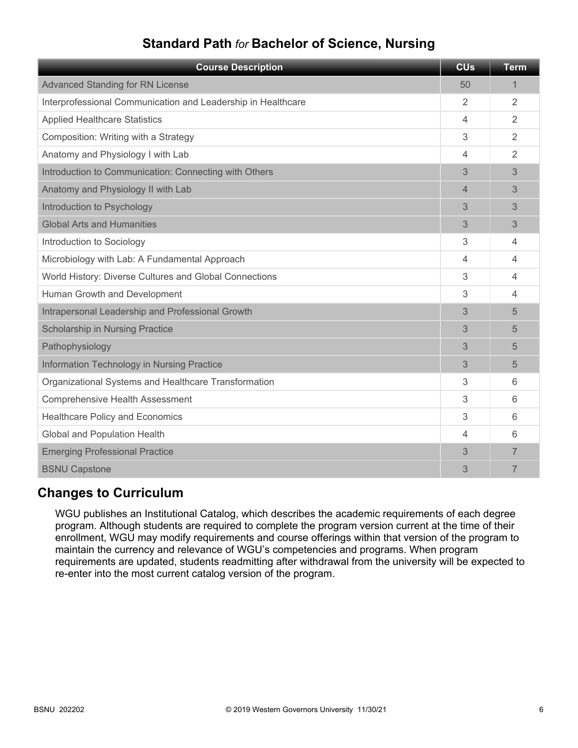## Standard Path *for* Bachelor of Science, Nursing

| Course Description | CUs | Term |
|---|---|---|
| Advanced Standing for RN License | 50 | 1 |
| Interprofessional Communication and Leadership in Healthcare | 2 | 2 |
| Applied Healthcare Statistics | 4 | 2 |
| Composition: Writing with a Strategy | 3 | 2 |
| Anatomy and Physiology I with Lab | 4 | 2 |
| Introduction to Communication: Connecting with Others | 3 | 3 |
| Anatomy and Physiology II with Lab | 4 | 3 |
| Introduction to Psychology | 3 | 3 |
| Global Arts and Humanities | 3 | 3 |
| Introduction to Sociology | 3 | 4 |
| Microbiology with Lab: A Fundamental Approach | 4 | 4 |
| World History: Diverse Cultures and Global Connections | 3 | 4 |
| Human Growth and Development | 3 | 4 |
| Intrapersonal Leadership and Professional Growth | 3 | 5 |
| Scholarship in Nursing Practice | 3 | 5 |
| Pathophysiology | 3 | 5 |
| Information Technology in Nursing Practice | 3 | 5 |
| Organizational Systems and Healthcare Transformation | 3 | 6 |
| Comprehensive Health Assessment | 3 | 6 |
| Healthcare Policy and Economics | 3 | 6 |
| Global and Population Health | 4 | 6 |
| Emerging Professional Practice | 3 | 7 |
| BSNU Capstone | 3 | 7 |

## Changes to Curriculum

WGU publishes an Institutional Catalog, which describes the academic requirements of each degree program. Although students are required to complete the program version current at the time of their enrollment, WGU may modify requirements and course offerings within that version of the program to maintain the currency and relevance of WGU's competencies and programs. When program requirements are updated, students readmitting after withdrawal from the university will be expected to re-enter into the most current catalog version of the program.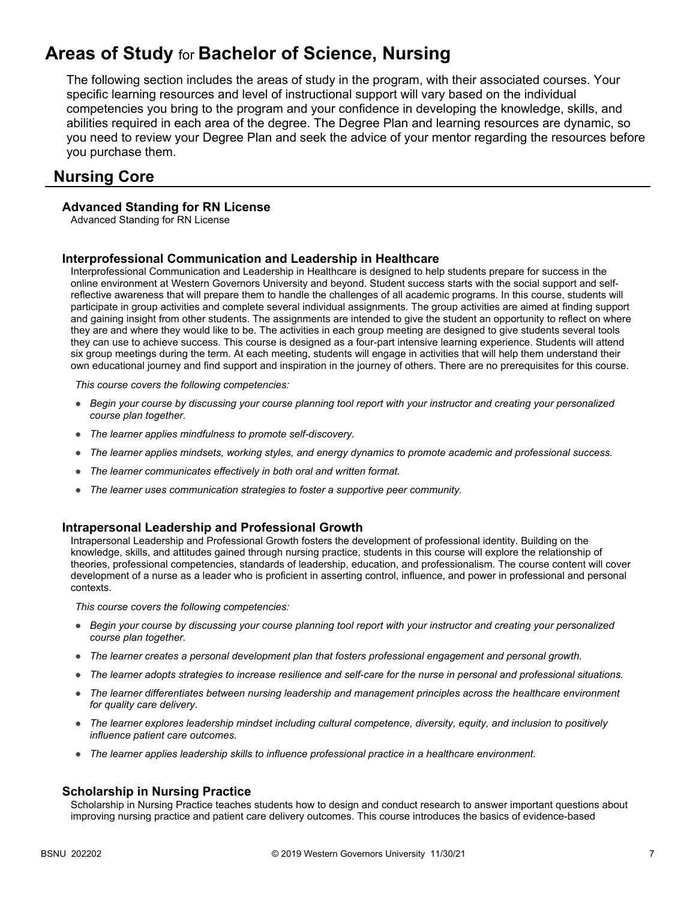# Areas of Study for Bachelor of Science, Nursing

The following section includes the areas of study in the program, with their associated courses. Your specific learning resources and level of instructional support will vary based on the individual competencies you bring to the program and your confidence in developing the knowledge, skills, and abilities required in each area of the degree. The Degree Plan and learning resources are dynamic, so you need to review your Degree Plan and seek the advice of your mentor regarding the resources before you purchase them.

## Nursing Core

### Advanced Standing for RN License

Advanced Standing for RN License

### Interprofessional Communication and Leadership in Healthcare

Interprofessional Communication and Leadership in Healthcare is designed to help students prepare for success in the online environment at Western Governors University and beyond. Student success starts with the social support and self-reflective awareness that will prepare them to handle the challenges of all academic programs. In this course, students will participate in group activities and complete several individual assignments. The group activities are aimed at finding support and gaining insight from other students. The assignments are intended to give the student an opportunity to reflect on where they are and where they would like to be. The activities in each group meeting are designed to give students several tools they can use to achieve success. This course is designed as a four-part intensive learning experience. Students will attend six group meetings during the term. At each meeting, students will engage in activities that will help them understand their own educational journey and find support and inspiration in the journey of others. There are no prerequisites for this course.

*This course covers the following competencies:*

- *Begin your course by discussing your course planning tool report with your instructor and creating your personalized course plan together.*
- *The learner applies mindfulness to promote self-discovery.*
- *The learner applies mindsets, working styles, and energy dynamics to promote academic and professional success.*
- *The learner communicates effectively in both oral and written format.*
- *The learner uses communication strategies to foster a supportive peer community.*

### Intrapersonal Leadership and Professional Growth

Intrapersonal Leadership and Professional Growth fosters the development of professional identity. Building on the knowledge, skills, and attitudes gained through nursing practice, students in this course will explore the relationship of theories, professional competencies, standards of leadership, education, and professionalism. The course content will cover development of a nurse as a leader who is proficient in asserting control, influence, and power in professional and personal contexts.

*This course covers the following competencies:*

- *Begin your course by discussing your course planning tool report with your instructor and creating your personalized course plan together.*
- *The learner creates a personal development plan that fosters professional engagement and personal growth.*
- *The learner adopts strategies to increase resilience and self-care for the nurse in personal and professional situations.*
- *The learner differentiates between nursing leadership and management principles across the healthcare environment for quality care delivery.*
- *The learner explores leadership mindset including cultural competence, diversity, equity, and inclusion to positively influence patient care outcomes.*
- *The learner applies leadership skills to influence professional practice in a healthcare environment.*

### Scholarship in Nursing Practice

Scholarship in Nursing Practice teaches students how to design and conduct research to answer important questions about improving nursing practice and patient care delivery outcomes. This course introduces the basics of evidence-based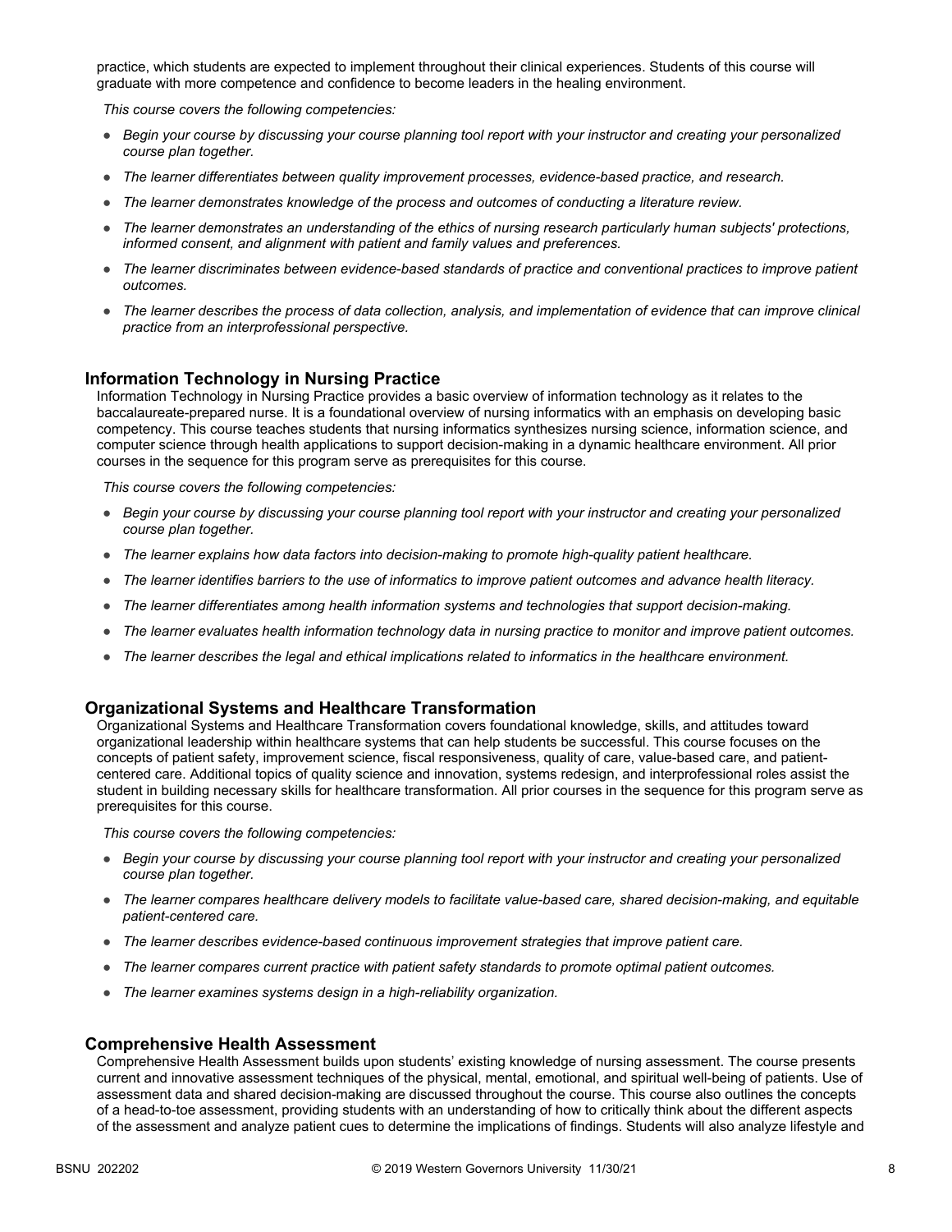practice, which students are expected to implement throughout their clinical experiences. Students of this course will graduate with more competence and confidence to become leaders in the healing environment.

*This course covers the following competencies:*

- *Begin your course by discussing your course planning tool report with your instructor and creating your personalized course plan together.*
- *The learner differentiates between quality improvement processes, evidence-based practice, and research.*
- *The learner demonstrates knowledge of the process and outcomes of conducting a literature review.*
- *The learner demonstrates an understanding of the ethics of nursing research particularly human subjects' protections, informed consent, and alignment with patient and family values and preferences.*
- *The learner discriminates between evidence-based standards of practice and conventional practices to improve patient outcomes.*
- *The learner describes the process of data collection, analysis, and implementation of evidence that can improve clinical practice from an interprofessional perspective.*

### Information Technology in Nursing Practice

Information Technology in Nursing Practice provides a basic overview of information technology as it relates to the baccalaureate-prepared nurse. It is a foundational overview of nursing informatics with an emphasis on developing basic competency. This course teaches students that nursing informatics synthesizes nursing science, information science, and computer science through health applications to support decision-making in a dynamic healthcare environment. All prior courses in the sequence for this program serve as prerequisites for this course.

*This course covers the following competencies:*

- *Begin your course by discussing your course planning tool report with your instructor and creating your personalized course plan together.*
- *The learner explains how data factors into decision-making to promote high-quality patient healthcare.*
- *The learner identifies barriers to the use of informatics to improve patient outcomes and advance health literacy.*
- *The learner differentiates among health information systems and technologies that support decision-making.*
- *The learner evaluates health information technology data in nursing practice to monitor and improve patient outcomes.*
- *The learner describes the legal and ethical implications related to informatics in the healthcare environment.*

### Organizational Systems and Healthcare Transformation

Organizational Systems and Healthcare Transformation covers foundational knowledge, skills, and attitudes toward organizational leadership within healthcare systems that can help students be successful. This course focuses on the concepts of patient safety, improvement science, fiscal responsiveness, quality of care, value-based care, and patient-centered care. Additional topics of quality science and innovation, systems redesign, and interprofessional roles assist the student in building necessary skills for healthcare transformation. All prior courses in the sequence for this program serve as prerequisites for this course.

*This course covers the following competencies:*

- *Begin your course by discussing your course planning tool report with your instructor and creating your personalized course plan together.*
- *The learner compares healthcare delivery models to facilitate value-based care, shared decision-making, and equitable patient-centered care.*
- *The learner describes evidence-based continuous improvement strategies that improve patient care.*
- *The learner compares current practice with patient safety standards to promote optimal patient outcomes.*
- *The learner examines systems design in a high-reliability organization.*

### Comprehensive Health Assessment

Comprehensive Health Assessment builds upon students' existing knowledge of nursing assessment. The course presents current and innovative assessment techniques of the physical, mental, emotional, and spiritual well-being of patients. Use of assessment data and shared decision-making are discussed throughout the course. This course also outlines the concepts of a head-to-toe assessment, providing students with an understanding of how to critically think about the different aspects of the assessment and analyze patient cues to determine the implications of findings. Students will also analyze lifestyle and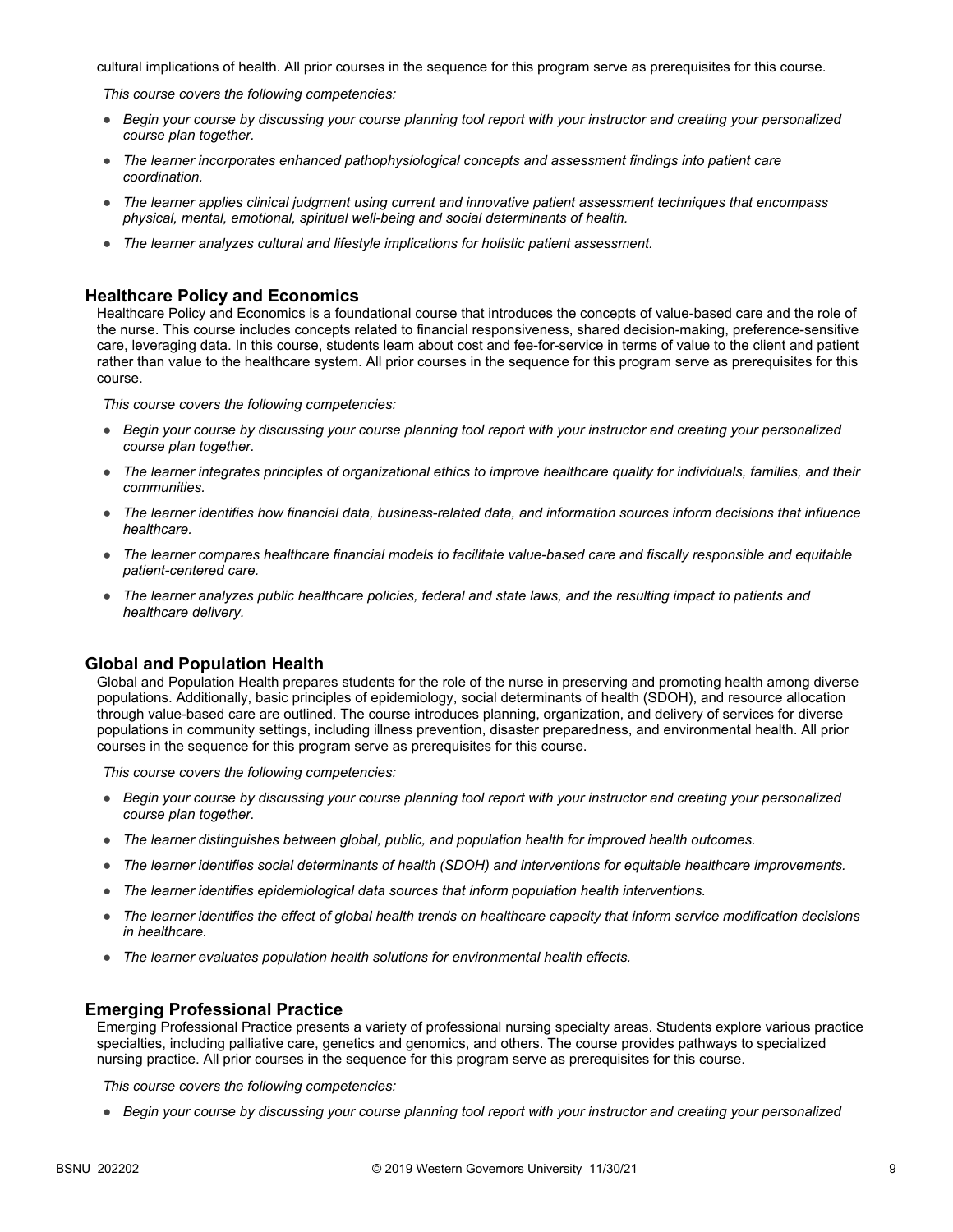cultural implications of health. All prior courses in the sequence for this program serve as prerequisites for this course.

*This course covers the following competencies:*

- *Begin your course by discussing your course planning tool report with your instructor and creating your personalized course plan together.*
- *The learner incorporates enhanced pathophysiological concepts and assessment findings into patient care coordination.*
- *The learner applies clinical judgment using current and innovative patient assessment techniques that encompass physical, mental, emotional, spiritual well-being and social determinants of health.*
- *The learner analyzes cultural and lifestyle implications for holistic patient assessment.*

### Healthcare Policy and Economics

Healthcare Policy and Economics is a foundational course that introduces the concepts of value-based care and the role of the nurse. This course includes concepts related to financial responsiveness, shared decision-making, preference-sensitive care, leveraging data. In this course, students learn about cost and fee-for-service in terms of value to the client and patient rather than value to the healthcare system. All prior courses in the sequence for this program serve as prerequisites for this course.

*This course covers the following competencies:*

- *Begin your course by discussing your course planning tool report with your instructor and creating your personalized course plan together.*
- *The learner integrates principles of organizational ethics to improve healthcare quality for individuals, families, and their communities.*
- *The learner identifies how financial data, business-related data, and information sources inform decisions that influence healthcare.*
- *The learner compares healthcare financial models to facilitate value-based care and fiscally responsible and equitable patient-centered care.*
- *The learner analyzes public healthcare policies, federal and state laws, and the resulting impact to patients and healthcare delivery.*

### Global and Population Health

Global and Population Health prepares students for the role of the nurse in preserving and promoting health among diverse populations. Additionally, basic principles of epidemiology, social determinants of health (SDOH), and resource allocation through value-based care are outlined. The course introduces planning, organization, and delivery of services for diverse populations in community settings, including illness prevention, disaster preparedness, and environmental health. All prior courses in the sequence for this program serve as prerequisites for this course.

*This course covers the following competencies:*

- *Begin your course by discussing your course planning tool report with your instructor and creating your personalized course plan together.*
- *The learner distinguishes between global, public, and population health for improved health outcomes.*
- *The learner identifies social determinants of health (SDOH) and interventions for equitable healthcare improvements.*
- *The learner identifies epidemiological data sources that inform population health interventions.*
- *The learner identifies the effect of global health trends on healthcare capacity that inform service modification decisions in healthcare.*
- *The learner evaluates population health solutions for environmental health effects.*

### Emerging Professional Practice

Emerging Professional Practice presents a variety of professional nursing specialty areas. Students explore various practice specialties, including palliative care, genetics and genomics, and others. The course provides pathways to specialized nursing practice. All prior courses in the sequence for this program serve as prerequisites for this course.

*This course covers the following competencies:*

- *Begin your course by discussing your course planning tool report with your instructor and creating your personalized*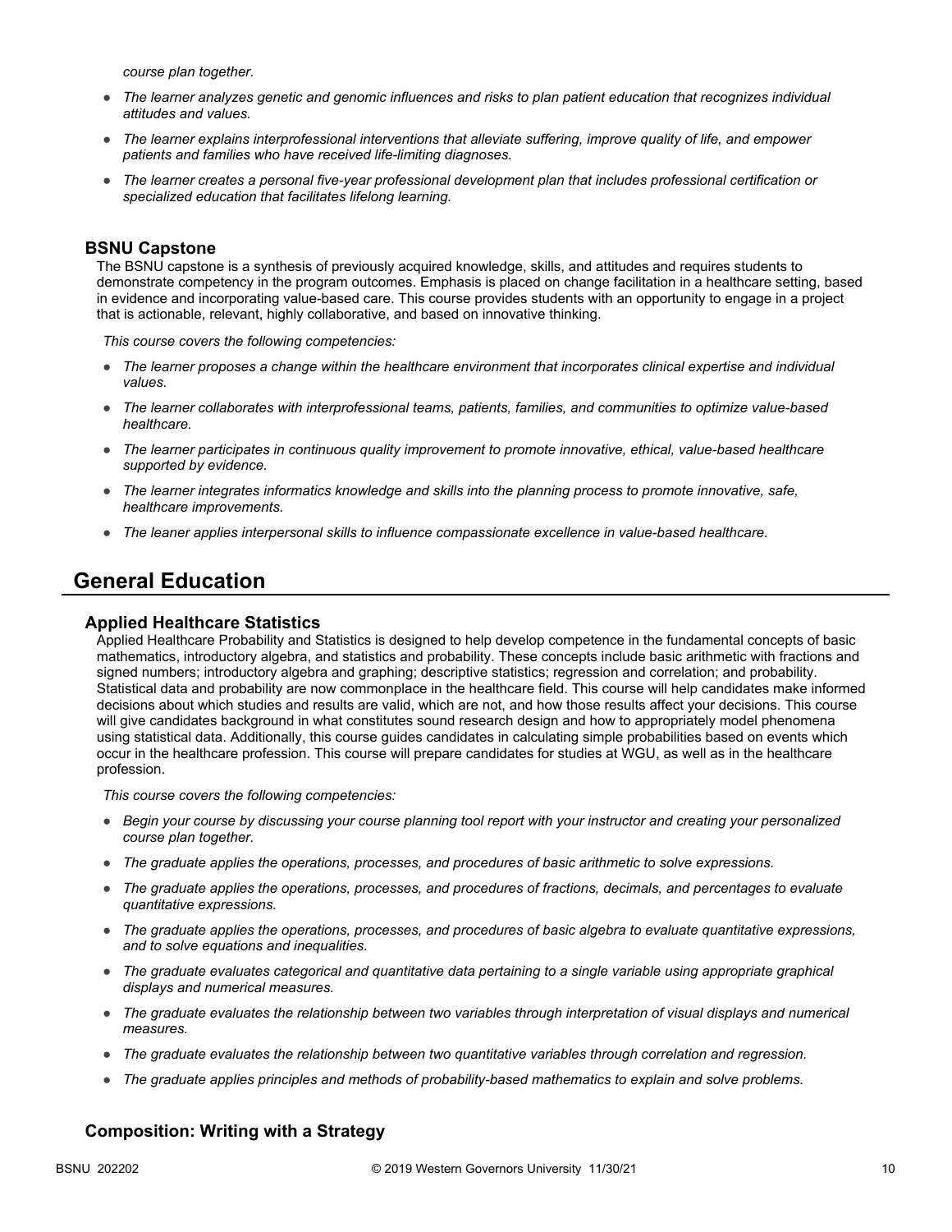*course plan together.*

- *The learner analyzes genetic and genomic influences and risks to plan patient education that recognizes individual attitudes and values.*
- *The learner explains interprofessional interventions that alleviate suffering, improve quality of life, and empower patients and families who have received life-limiting diagnoses.*
- *The learner creates a personal five-year professional development plan that includes professional certification or specialized education that facilitates lifelong learning.*

### BSNU Capstone

The BSNU capstone is a synthesis of previously acquired knowledge, skills, and attitudes and requires students to demonstrate competency in the program outcomes. Emphasis is placed on change facilitation in a healthcare setting, based in evidence and incorporating value-based care. This course provides students with an opportunity to engage in a project that is actionable, relevant, highly collaborative, and based on innovative thinking.

*This course covers the following competencies:*

- *The learner proposes a change within the healthcare environment that incorporates clinical expertise and individual values.*
- *The learner collaborates with interprofessional teams, patients, families, and communities to optimize value-based healthcare.*
- *The learner participates in continuous quality improvement to promote innovative, ethical, value-based healthcare supported by evidence.*
- *The learner integrates informatics knowledge and skills into the planning process to promote innovative, safe, healthcare improvements.*
- *The leaner applies interpersonal skills to influence compassionate excellence in value-based healthcare.*

## General Education

### Applied Healthcare Statistics

Applied Healthcare Probability and Statistics is designed to help develop competence in the fundamental concepts of basic mathematics, introductory algebra, and statistics and probability. These concepts include basic arithmetic with fractions and signed numbers; introductory algebra and graphing; descriptive statistics; regression and correlation; and probability. Statistical data and probability are now commonplace in the healthcare field. This course will help candidates make informed decisions about which studies and results are valid, which are not, and how those results affect your decisions. This course will give candidates background in what constitutes sound research design and how to appropriately model phenomena using statistical data. Additionally, this course guides candidates in calculating simple probabilities based on events which occur in the healthcare profession. This course will prepare candidates for studies at WGU, as well as in the healthcare profession.

*This course covers the following competencies:*

- *Begin your course by discussing your course planning tool report with your instructor and creating your personalized course plan together.*
- *The graduate applies the operations, processes, and procedures of basic arithmetic to solve expressions.*
- *The graduate applies the operations, processes, and procedures of fractions, decimals, and percentages to evaluate quantitative expressions.*
- *The graduate applies the operations, processes, and procedures of basic algebra to evaluate quantitative expressions, and to solve equations and inequalities.*
- *The graduate evaluates categorical and quantitative data pertaining to a single variable using appropriate graphical displays and numerical measures.*
- *The graduate evaluates the relationship between two variables through interpretation of visual displays and numerical measures.*
- *The graduate evaluates the relationship between two quantitative variables through correlation and regression.*
- *The graduate applies principles and methods of probability-based mathematics to explain and solve problems.*

### Composition: Writing with a Strategy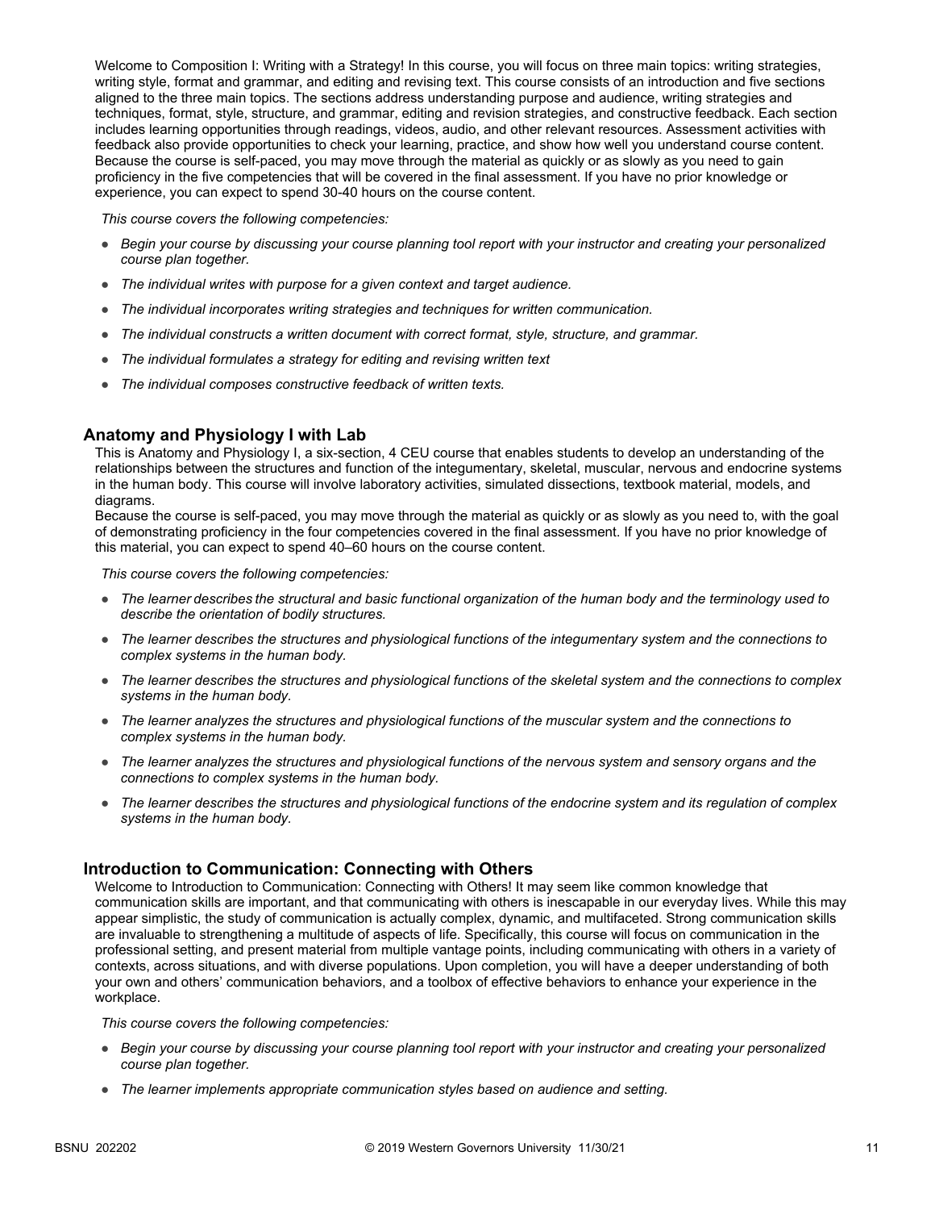Welcome to Composition I: Writing with a Strategy! In this course, you will focus on three main topics: writing strategies, writing style, format and grammar, and editing and revising text. This course consists of an introduction and five sections aligned to the three main topics. The sections address understanding purpose and audience, writing strategies and techniques, format, style, structure, and grammar, editing and revision strategies, and constructive feedback. Each section includes learning opportunities through readings, videos, audio, and other relevant resources. Assessment activities with feedback also provide opportunities to check your learning, practice, and show how well you understand course content. Because the course is self-paced, you may move through the material as quickly or as slowly as you need to gain proficiency in the five competencies that will be covered in the final assessment. If you have no prior knowledge or experience, you can expect to spend 30-40 hours on the course content.

*This course covers the following competencies:*

- *Begin your course by discussing your course planning tool report with your instructor and creating your personalized course plan together.*
- *The individual writes with purpose for a given context and target audience.*
- *The individual incorporates writing strategies and techniques for written communication.*
- *The individual constructs a written document with correct format, style, structure, and grammar.*
- *The individual formulates a strategy for editing and revising written text*
- *The individual composes constructive feedback of written texts.*

## Anatomy and Physiology I with Lab

This is Anatomy and Physiology I, a six-section, 4 CEU course that enables students to develop an understanding of the relationships between the structures and function of the integumentary, skeletal, muscular, nervous and endocrine systems in the human body. This course will involve laboratory activities, simulated dissections, textbook material, models, and diagrams.

Because the course is self-paced, you may move through the material as quickly or as slowly as you need to, with the goal of demonstrating proficiency in the four competencies covered in the final assessment. If you have no prior knowledge of this material, you can expect to spend 40–60 hours on the course content.

*This course covers the following competencies:*

- *The learner describes the structural and basic functional organization of the human body and the terminology used to describe the orientation of bodily structures.*
- *The learner describes the structures and physiological functions of the integumentary system and the connections to complex systems in the human body.*
- *The learner describes the structures and physiological functions of the skeletal system and the connections to complex systems in the human body.*
- *The learner analyzes the structures and physiological functions of the muscular system and the connections to complex systems in the human body.*
- *The learner analyzes the structures and physiological functions of the nervous system and sensory organs and the connections to complex systems in the human body.*
- *The learner describes the structures and physiological functions of the endocrine system and its regulation of complex systems in the human body.*

## Introduction to Communication: Connecting with Others

Welcome to Introduction to Communication: Connecting with Others! It may seem like common knowledge that communication skills are important, and that communicating with others is inescapable in our everyday lives. While this may appear simplistic, the study of communication is actually complex, dynamic, and multifaceted. Strong communication skills are invaluable to strengthening a multitude of aspects of life. Specifically, this course will focus on communication in the professional setting, and present material from multiple vantage points, including communicating with others in a variety of contexts, across situations, and with diverse populations. Upon completion, you will have a deeper understanding of both your own and others' communication behaviors, and a toolbox of effective behaviors to enhance your experience in the workplace.

*This course covers the following competencies:*

- *Begin your course by discussing your course planning tool report with your instructor and creating your personalized course plan together.*
- *The learner implements appropriate communication styles based on audience and setting.*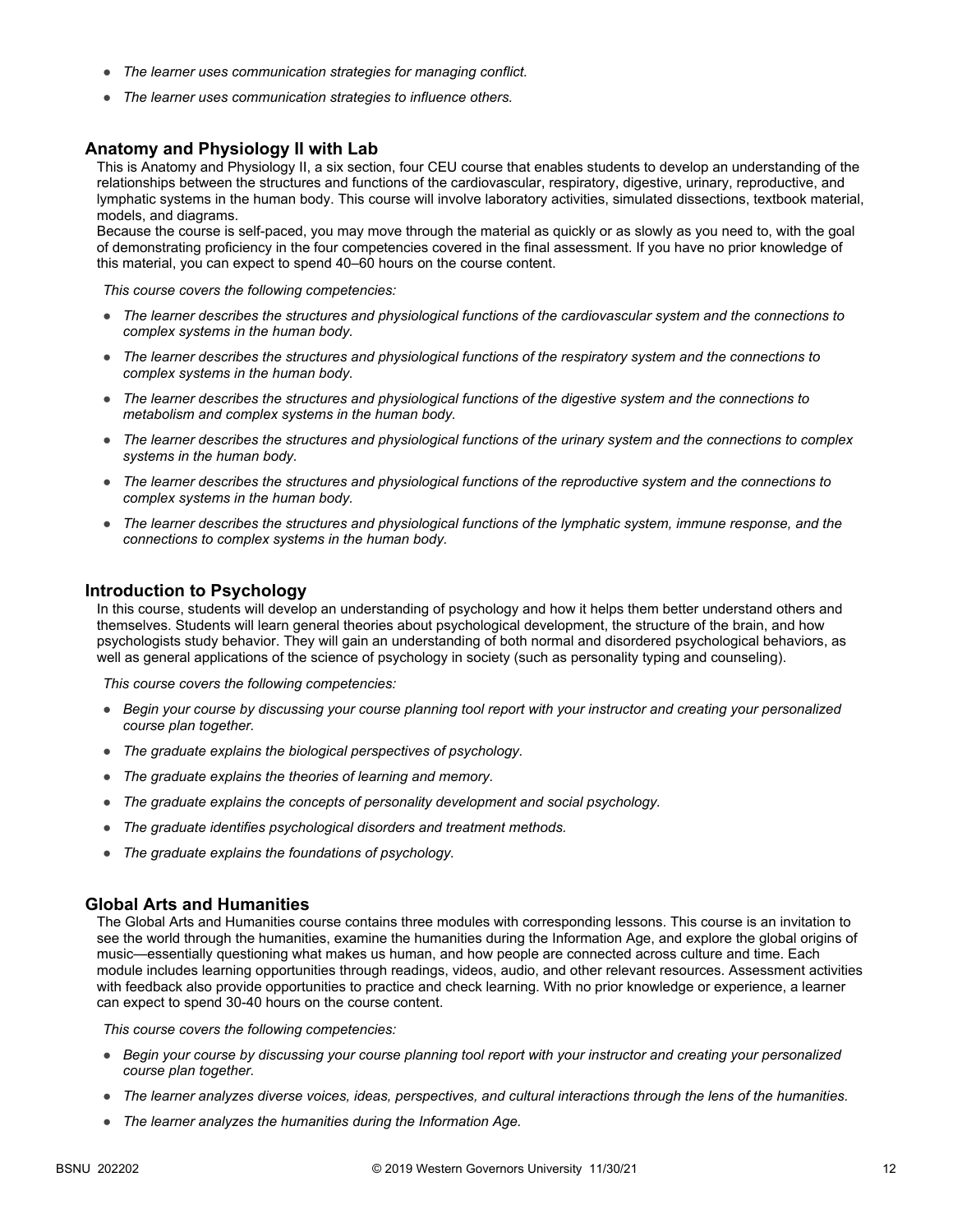- *The learner uses communication strategies for managing conflict.*
- *The learner uses communication strategies to influence others.*

## Anatomy and Physiology II with Lab

This is Anatomy and Physiology II, a six section, four CEU course that enables students to develop an understanding of the relationships between the structures and functions of the cardiovascular, respiratory, digestive, urinary, reproductive, and lymphatic systems in the human body. This course will involve laboratory activities, simulated dissections, textbook material, models, and diagrams.

Because the course is self-paced, you may move through the material as quickly or as slowly as you need to, with the goal of demonstrating proficiency in the four competencies covered in the final assessment. If you have no prior knowledge of this material, you can expect to spend 40–60 hours on the course content.

*This course covers the following competencies:*

- *The learner describes the structures and physiological functions of the cardiovascular system and the connections to complex systems in the human body.*
- *The learner describes the structures and physiological functions of the respiratory system and the connections to complex systems in the human body.*
- *The learner describes the structures and physiological functions of the digestive system and the connections to metabolism and complex systems in the human body.*
- *The learner describes the structures and physiological functions of the urinary system and the connections to complex systems in the human body.*
- *The learner describes the structures and physiological functions of the reproductive system and the connections to complex systems in the human body.*
- *The learner describes the structures and physiological functions of the lymphatic system, immune response, and the connections to complex systems in the human body.*

## Introduction to Psychology

In this course, students will develop an understanding of psychology and how it helps them better understand others and themselves. Students will learn general theories about psychological development, the structure of the brain, and how psychologists study behavior. They will gain an understanding of both normal and disordered psychological behaviors, as well as general applications of the science of psychology in society (such as personality typing and counseling).

*This course covers the following competencies:*

- *Begin your course by discussing your course planning tool report with your instructor and creating your personalized course plan together.*
- *The graduate explains the biological perspectives of psychology.*
- *The graduate explains the theories of learning and memory.*
- *The graduate explains the concepts of personality development and social psychology.*
- *The graduate identifies psychological disorders and treatment methods.*
- *The graduate explains the foundations of psychology.*

## Global Arts and Humanities

The Global Arts and Humanities course contains three modules with corresponding lessons. This course is an invitation to see the world through the humanities, examine the humanities during the Information Age, and explore the global origins of music—essentially questioning what makes us human, and how people are connected across culture and time. Each module includes learning opportunities through readings, videos, audio, and other relevant resources. Assessment activities with feedback also provide opportunities to practice and check learning. With no prior knowledge or experience, a learner can expect to spend 30-40 hours on the course content.

*This course covers the following competencies:*

- *Begin your course by discussing your course planning tool report with your instructor and creating your personalized course plan together.*
- *The learner analyzes diverse voices, ideas, perspectives, and cultural interactions through the lens of the humanities.*
- *The learner analyzes the humanities during the Information Age.*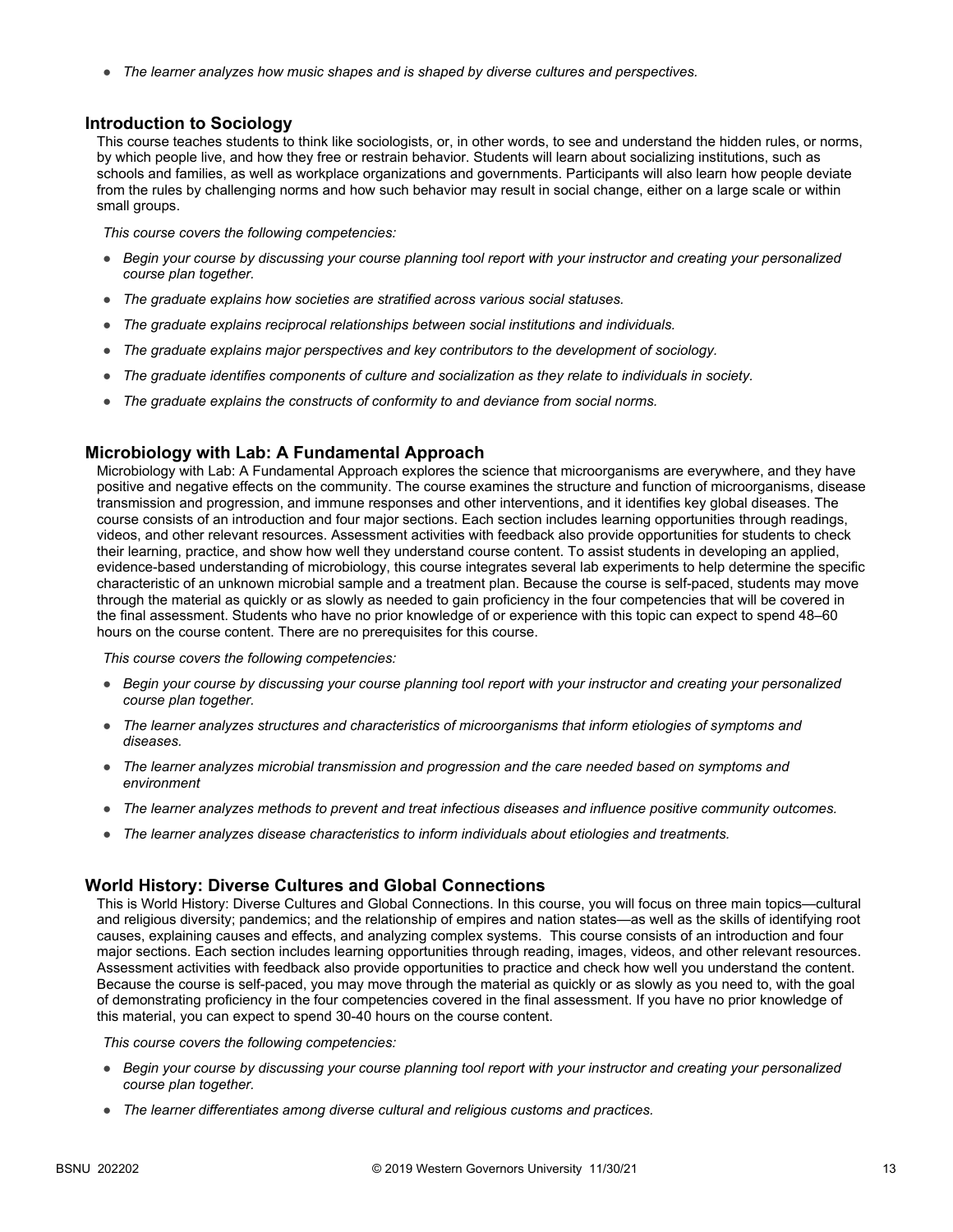- *The learner analyzes how music shapes and is shaped by diverse cultures and perspectives.*

### Introduction to Sociology

This course teaches students to think like sociologists, or, in other words, to see and understand the hidden rules, or norms, by which people live, and how they free or restrain behavior. Students will learn about socializing institutions, such as schools and families, as well as workplace organizations and governments. Participants will also learn how people deviate from the rules by challenging norms and how such behavior may result in social change, either on a large scale or within small groups.

*This course covers the following competencies:*

- *Begin your course by discussing your course planning tool report with your instructor and creating your personalized course plan together.*
- *The graduate explains how societies are stratified across various social statuses.*
- *The graduate explains reciprocal relationships between social institutions and individuals.*
- *The graduate explains major perspectives and key contributors to the development of sociology.*
- *The graduate identifies components of culture and socialization as they relate to individuals in society.*
- *The graduate explains the constructs of conformity to and deviance from social norms.*

### Microbiology with Lab: A Fundamental Approach

Microbiology with Lab: A Fundamental Approach explores the science that microorganisms are everywhere, and they have positive and negative effects on the community. The course examines the structure and function of microorganisms, disease transmission and progression, and immune responses and other interventions, and it identifies key global diseases. The course consists of an introduction and four major sections. Each section includes learning opportunities through readings, videos, and other relevant resources. Assessment activities with feedback also provide opportunities for students to check their learning, practice, and show how well they understand course content. To assist students in developing an applied, evidence-based understanding of microbiology, this course integrates several lab experiments to help determine the specific characteristic of an unknown microbial sample and a treatment plan. Because the course is self-paced, students may move through the material as quickly or as slowly as needed to gain proficiency in the four competencies that will be covered in the final assessment. Students who have no prior knowledge of or experience with this topic can expect to spend 48–60 hours on the course content. There are no prerequisites for this course.

*This course covers the following competencies:*

- *Begin your course by discussing your course planning tool report with your instructor and creating your personalized course plan together.*
- *The learner analyzes structures and characteristics of microorganisms that inform etiologies of symptoms and diseases.*
- *The learner analyzes microbial transmission and progression and the care needed based on symptoms and environment*
- *The learner analyzes methods to prevent and treat infectious diseases and influence positive community outcomes.*
- *The learner analyzes disease characteristics to inform individuals about etiologies and treatments.*

### World History: Diverse Cultures and Global Connections

This is World History: Diverse Cultures and Global Connections. In this course, you will focus on three main topics—cultural and religious diversity; pandemics; and the relationship of empires and nation states—as well as the skills of identifying root causes, explaining causes and effects, and analyzing complex systems. This course consists of an introduction and four major sections. Each section includes learning opportunities through reading, images, videos, and other relevant resources. Assessment activities with feedback also provide opportunities to practice and check how well you understand the content. Because the course is self-paced, you may move through the material as quickly or as slowly as you need to, with the goal of demonstrating proficiency in the four competencies covered in the final assessment. If you have no prior knowledge of this material, you can expect to spend 30-40 hours on the course content.

*This course covers the following competencies:*

- *Begin your course by discussing your course planning tool report with your instructor and creating your personalized course plan together.*
- *The learner differentiates among diverse cultural and religious customs and practices.*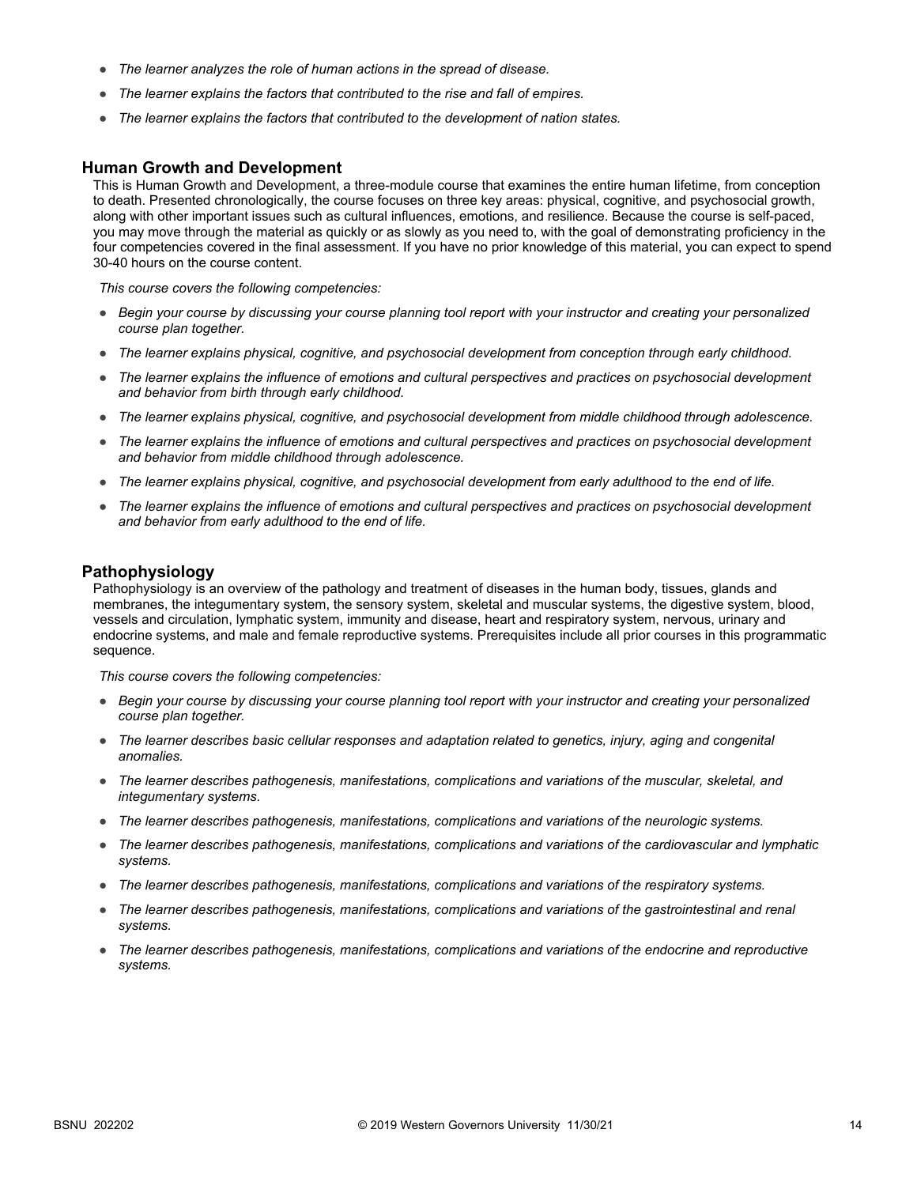- *The learner analyzes the role of human actions in the spread of disease.*
- *The learner explains the factors that contributed to the rise and fall of empires.*
- *The learner explains the factors that contributed to the development of nation states.*

## Human Growth and Development

This is Human Growth and Development, a three-module course that examines the entire human lifetime, from conception to death. Presented chronologically, the course focuses on three key areas: physical, cognitive, and psychosocial growth, along with other important issues such as cultural influences, emotions, and resilience. Because the course is self-paced, you may move through the material as quickly or as slowly as you need to, with the goal of demonstrating proficiency in the four competencies covered in the final assessment. If you have no prior knowledge of this material, you can expect to spend 30-40 hours on the course content.

*This course covers the following competencies:*

- *Begin your course by discussing your course planning tool report with your instructor and creating your personalized course plan together.*
- *The learner explains physical, cognitive, and psychosocial development from conception through early childhood.*
- *The learner explains the influence of emotions and cultural perspectives and practices on psychosocial development and behavior from birth through early childhood.*
- *The learner explains physical, cognitive, and psychosocial development from middle childhood through adolescence.*
- *The learner explains the influence of emotions and cultural perspectives and practices on psychosocial development and behavior from middle childhood through adolescence.*
- *The learner explains physical, cognitive, and psychosocial development from early adulthood to the end of life.*
- *The learner explains the influence of emotions and cultural perspectives and practices on psychosocial development and behavior from early adulthood to the end of life.*

## Pathophysiology

Pathophysiology is an overview of the pathology and treatment of diseases in the human body, tissues, glands and membranes, the integumentary system, the sensory system, skeletal and muscular systems, the digestive system, blood, vessels and circulation, lymphatic system, immunity and disease, heart and respiratory system, nervous, urinary and endocrine systems, and male and female reproductive systems. Prerequisites include all prior courses in this programmatic sequence.

*This course covers the following competencies:*

- *Begin your course by discussing your course planning tool report with your instructor and creating your personalized course plan together.*
- *The learner describes basic cellular responses and adaptation related to genetics, injury, aging and congenital anomalies.*
- *The learner describes pathogenesis, manifestations, complications and variations of the muscular, skeletal, and integumentary systems.*
- *The learner describes pathogenesis, manifestations, complications and variations of the neurologic systems.*
- *The learner describes pathogenesis, manifestations, complications and variations of the cardiovascular and lymphatic systems.*
- *The learner describes pathogenesis, manifestations, complications and variations of the respiratory systems.*
- *The learner describes pathogenesis, manifestations, complications and variations of the gastrointestinal and renal systems.*
- *The learner describes pathogenesis, manifestations, complications and variations of the endocrine and reproductive systems.*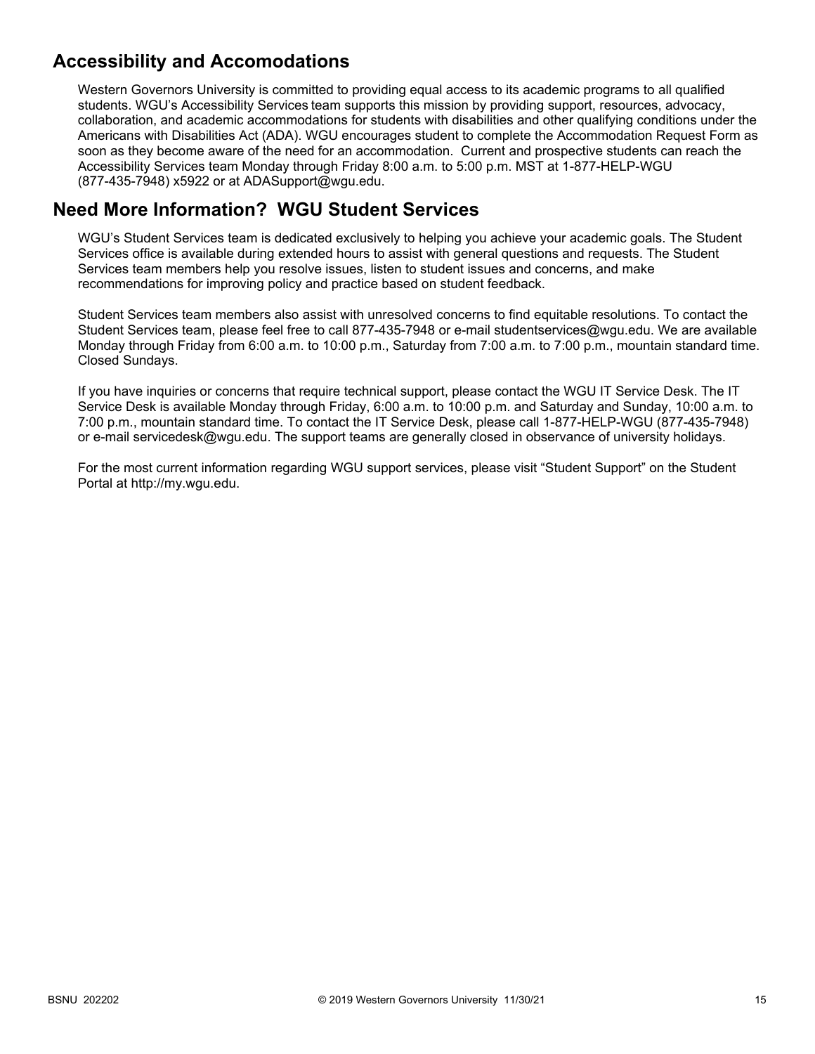## Accessibility and Accomodations

Western Governors University is committed to providing equal access to its academic programs to all qualified students. WGU's Accessibility Services team supports this mission by providing support, resources, advocacy, collaboration, and academic accommodations for students with disabilities and other qualifying conditions under the Americans with Disabilities Act (ADA). WGU encourages student to complete the Accommodation Request Form as soon as they become aware of the need for an accommodation. Current and prospective students can reach the Accessibility Services team Monday through Friday 8:00 a.m. to 5:00 p.m. MST at 1-877-HELP-WGU (877-435-7948) x5922 or at ADASupport@wgu.edu.

## Need More Information? WGU Student Services

WGU's Student Services team is dedicated exclusively to helping you achieve your academic goals. The Student Services office is available during extended hours to assist with general questions and requests. The Student Services team members help you resolve issues, listen to student issues and concerns, and make recommendations for improving policy and practice based on student feedback.

Student Services team members also assist with unresolved concerns to find equitable resolutions. To contact the Student Services team, please feel free to call 877-435-7948 or e-mail studentservices@wgu.edu. We are available Monday through Friday from 6:00 a.m. to 10:00 p.m., Saturday from 7:00 a.m. to 7:00 p.m., mountain standard time. Closed Sundays.

If you have inquiries or concerns that require technical support, please contact the WGU IT Service Desk. The IT Service Desk is available Monday through Friday, 6:00 a.m. to 10:00 p.m. and Saturday and Sunday, 10:00 a.m. to 7:00 p.m., mountain standard time. To contact the IT Service Desk, please call 1-877-HELP-WGU (877-435-7948) or e-mail servicedesk@wgu.edu. The support teams are generally closed in observance of university holidays.

For the most current information regarding WGU support services, please visit "Student Support" on the Student Portal at http://my.wgu.edu.